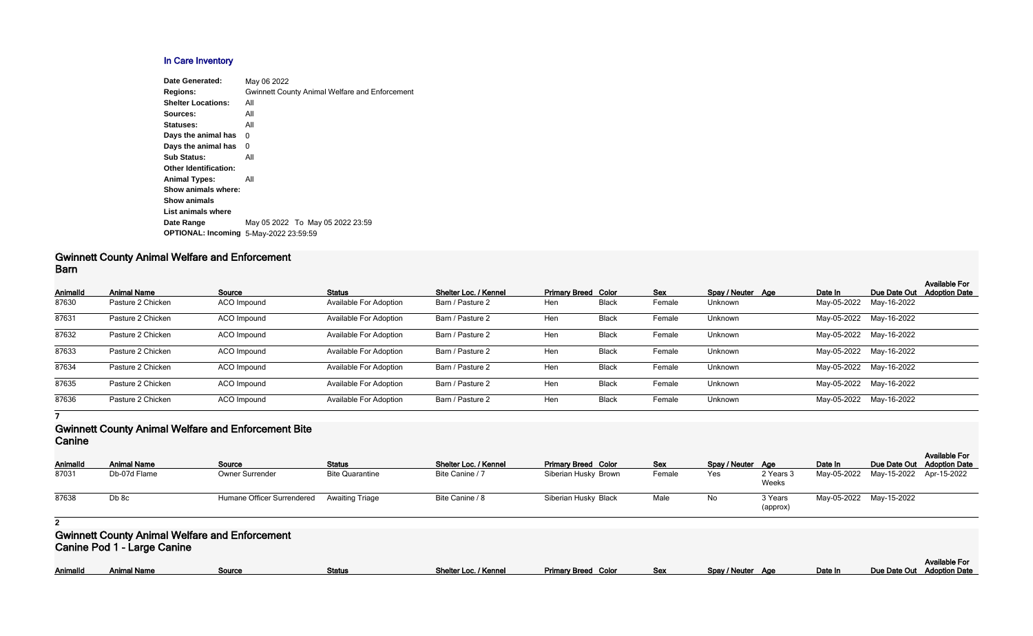## In Care Inventory

**Date Generated:** May 06 2022
**Regions:** Gwinnett County Animal Welfare and Enforcement
**Shelter Locations:** All
**Sources:** All
**Statuses:** All
**Days the animal has** 0
**Days the animal has** 0
**Sub Status:** All
**Other Identification:**
**Animal Types:** All
**Show animals where:**
**Show animals**
**List animals where**
**Date Range** May 05 2022 To May 05 2022 23:59
**OPTIONAL: Incoming** 5-May-2022 23:59:59

## Gwinnett County Animal Welfare and Enforcement Barn

| AnimalId | Animal Name | Source | Status | Shelter Loc. / Kennel | Primary Breed | Color | Sex | Spay / Neuter | Age | Date In | Due Date Out | Available For Adoption Date |
|---|---|---|---|---|---|---|---|---|---|---|---|---|
| 87630 | Pasture 2 Chicken | ACO Impound | Available For Adoption | Barn / Pasture 2 | Hen | Black | Female | Unknown | | May-05-2022 | May-16-2022 | |
| 87631 | Pasture 2 Chicken | ACO Impound | Available For Adoption | Barn / Pasture 2 | Hen | Black | Female | Unknown | | May-05-2022 | May-16-2022 | |
| 87632 | Pasture 2 Chicken | ACO Impound | Available For Adoption | Barn / Pasture 2 | Hen | Black | Female | Unknown | | May-05-2022 | May-16-2022 | |
| 87633 | Pasture 2 Chicken | ACO Impound | Available For Adoption | Barn / Pasture 2 | Hen | Black | Female | Unknown | | May-05-2022 | May-16-2022 | |
| 87634 | Pasture 2 Chicken | ACO Impound | Available For Adoption | Barn / Pasture 2 | Hen | Black | Female | Unknown | | May-05-2022 | May-16-2022 | |
| 87635 | Pasture 2 Chicken | ACO Impound | Available For Adoption | Barn / Pasture 2 | Hen | Black | Female | Unknown | | May-05-2022 | May-16-2022 | |
| 87636 | Pasture 2 Chicken | ACO Impound | Available For Adoption | Barn / Pasture 2 | Hen | Black | Female | Unknown | | May-05-2022 | May-16-2022 | |

**7**

## Gwinnett County Animal Welfare and Enforcement Bite Canine

| AnimalId | Animal Name | Source | Status | Shelter Loc. / Kennel | Primary Breed | Color | Sex | Spay / Neuter | Age | Date In | Due Date Out | Available For Adoption Date |
|---|---|---|---|---|---|---|---|---|---|---|---|---|
| 87031 | Db-07d Flame | Owner Surrender | Bite Quarantine | Bite Canine / 7 | Siberian Husky | Brown | Female | Yes | 2 Years 3 Weeks | May-05-2022 | May-15-2022 | Apr-15-2022 |
| 87638 | Db 8c | Humane Officer Surrendered | Awaiting Triage | Bite Canine / 8 | Siberian Husky | Black | Male | No | 3 Years (approx) | May-05-2022 | May-15-2022 | |

**2**

## Gwinnett County Animal Welfare and Enforcement Canine Pod 1 - Large Canine

| AnimalId | Animal Name | Source | Status | Shelter Loc. / Kennel | Primary Breed | Color | Sex | Spay / Neuter | Age | Date In | Due Date Out | Available For Adoption Date |
|---|---|---|---|---|---|---|---|---|---|---|---|---|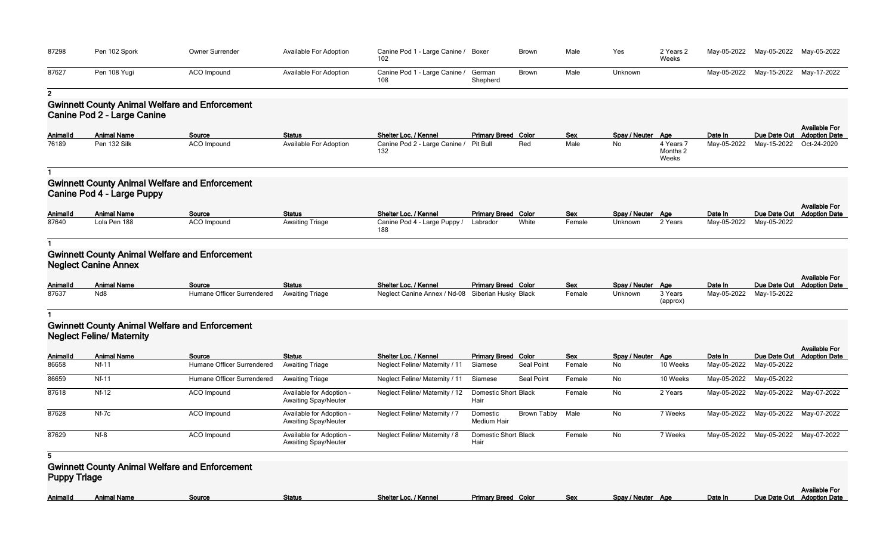| AnimalId | Animal Name | Source | Status | Shelter Loc. / Kennel | Primary Breed | Color | Sex | Spay / Neuter | Age | Date In | Due Date Out | Available For Adoption Date |
|---|---|---|---|---|---|---|---|---|---|---|---|---|
| 87298 | Pen 102 Spork | Owner Surrender | Available For Adoption | Canine Pod 1 - Large Canine / 102 | Boxer | Brown | Male | Yes | 2 Years 2 Weeks | May-05-2022 | May-05-2022 | May-05-2022 |
| 87627 | Pen 108 Yugi | ACO Impound | Available For Adoption | Canine Pod 1 - Large Canine / 108 | German Shepherd | Brown | Male | Unknown | | May-05-2022 | May-15-2022 | May-17-2022 |

**2**

## Gwinnett County Animal Welfare and Enforcement
### Canine Pod 2 - Large Canine

| AnimalId | Animal Name | Source | Status | Shelter Loc. / Kennel | Primary Breed | Color | Sex | Spay / Neuter | Age | Date In | Due Date Out | Available For Adoption Date |
|---|---|---|---|---|---|---|---|---|---|---|---|---|
| 76189 | Pen 132 Silk | ACO Impound | Available For Adoption | Canine Pod 2 - Large Canine / 132 | Pit Bull | Red | Male | No | 4 Years 7 Months 2 Weeks | May-05-2022 | May-15-2022 | Oct-24-2020 |

**1**

## Gwinnett County Animal Welfare and Enforcement
### Canine Pod 4 - Large Puppy

| AnimalId | Animal Name | Source | Status | Shelter Loc. / Kennel | Primary Breed | Color | Sex | Spay / Neuter | Age | Date In | Due Date Out | Available For Adoption Date |
|---|---|---|---|---|---|---|---|---|---|---|---|---|
| 87640 | Lola Pen 188 | ACO Impound | Awaiting Triage | Canine Pod 4 - Large Puppy / 188 | Labrador | White | Female | Unknown | 2 Years | May-05-2022 | May-05-2022 | |

**1**

## Gwinnett County Animal Welfare and Enforcement
### Neglect Canine Annex

| AnimalId | Animal Name | Source | Status | Shelter Loc. / Kennel | Primary Breed | Color | Sex | Spay / Neuter | Age | Date In | Due Date Out | Available For Adoption Date |
|---|---|---|---|---|---|---|---|---|---|---|---|---|
| 87637 | Nd8 | Humane Officer Surrendered | Awaiting Triage | Neglect Canine Annex / Nd-08 | Siberian Husky | Black | Female | Unknown | 3 Years (approx) | May-05-2022 | May-15-2022 | |

**1**

## Gwinnett County Animal Welfare and Enforcement
### Neglect Feline/ Maternity

| AnimalId | Animal Name | Source | Status | Shelter Loc. / Kennel | Primary Breed | Color | Sex | Spay / Neuter | Age | Date In | Due Date Out | Available For Adoption Date |
|---|---|---|---|---|---|---|---|---|---|---|---|---|
| 86658 | Nf-11 | Humane Officer Surrendered | Awaiting Triage | Neglect Feline/ Maternity / 11 | Siamese | Seal Point | Female | No | 10 Weeks | May-05-2022 | May-05-2022 | |
| 86659 | Nf-11 | Humane Officer Surrendered | Awaiting Triage | Neglect Feline/ Maternity / 11 | Siamese | Seal Point | Female | No | 10 Weeks | May-05-2022 | May-05-2022 | |
| 87618 | Nf-12 | ACO Impound | Available for Adoption - Awaiting Spay/Neuter | Neglect Feline/ Maternity / 12 | Domestic Short Hair | Black | Female | No | 2 Years | May-05-2022 | May-05-2022 | May-07-2022 |
| 87628 | Nf-7c | ACO Impound | Available for Adoption - Awaiting Spay/Neuter | Neglect Feline/ Maternity / 7 | Domestic Medium Hair | Brown Tabby | Male | No | 7 Weeks | May-05-2022 | May-05-2022 | May-07-2022 |
| 87629 | Nf-8 | ACO Impound | Available for Adoption - Awaiting Spay/Neuter | Neglect Feline/ Maternity / 8 | Domestic Short Hair | Black | Female | No | 7 Weeks | May-05-2022 | May-05-2022 | May-07-2022 |

**5**

## Gwinnett County Animal Welfare and Enforcement
### Puppy Triage

| AnimalId | Animal Name | Source | Status | Shelter Loc. / Kennel | Primary Breed | Color | Sex | Spay / Neuter | Age | Date In | Due Date Out | Available For Adoption Date |
|---|---|---|---|---|---|---|---|---|---|---|---|---|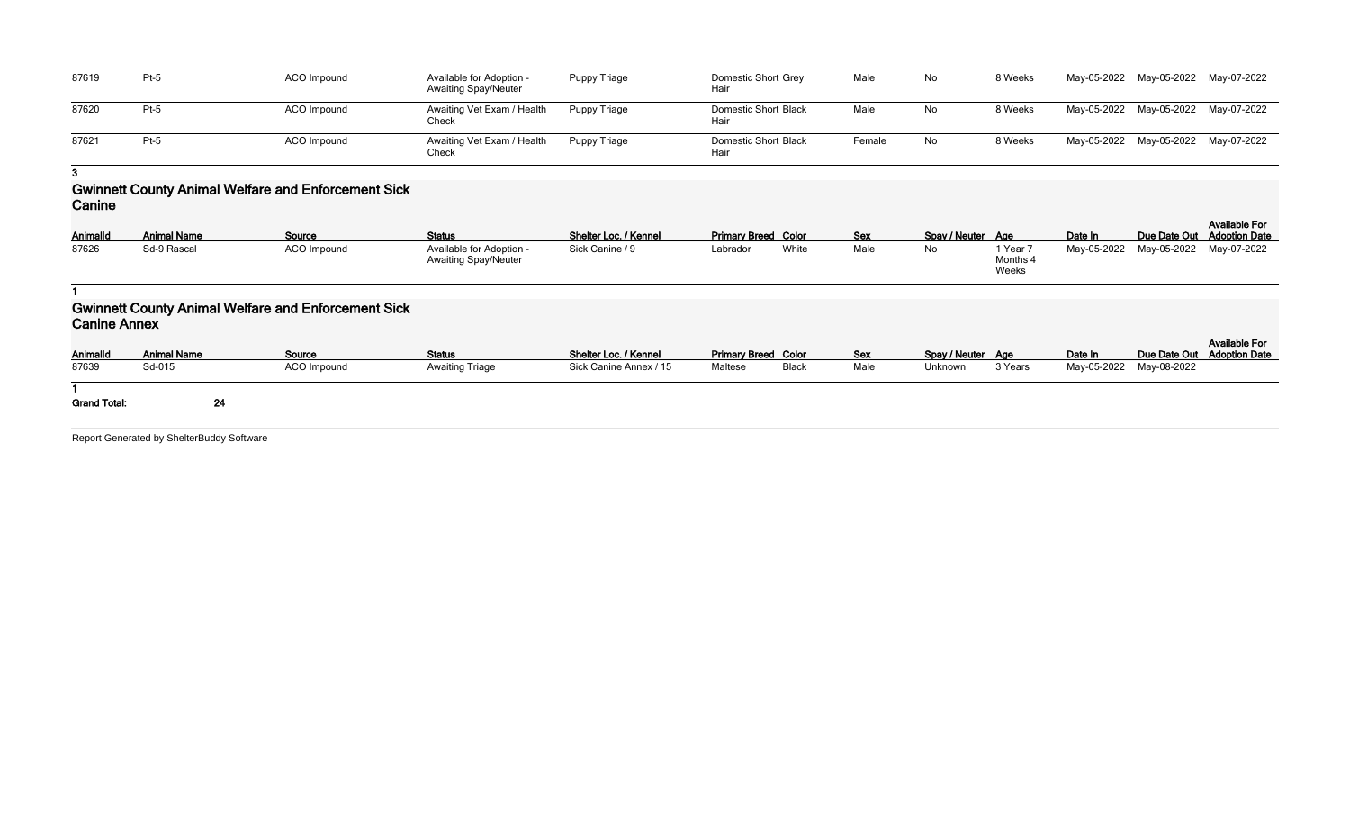| AnimalId | Animal Name | Source | Status | Shelter Loc. / Kennel | Primary Breed | Color | Sex | Spay / Neuter | Age | Date In | Due Date Out | Available For Adoption Date |
|---|---|---|---|---|---|---|---|---|---|---|---|---|
| 87619 | Pt-5 | ACO Impound | Available for Adoption - Awaiting Spay/Neuter | Puppy Triage | Domestic Short Hair | Grey | Male | No | 8 Weeks | May-05-2022 | May-05-2022 | May-07-2022 |
| 87620 | Pt-5 | ACO Impound | Awaiting Vet Exam / Health Check | Puppy Triage | Domestic Short Hair | Black | Male | No | 8 Weeks | May-05-2022 | May-05-2022 | May-07-2022 |
| 87621 | Pt-5 | ACO Impound | Awaiting Vet Exam / Health Check | Puppy Triage | Domestic Short Hair | Black | Female | No | 8 Weeks | May-05-2022 | May-05-2022 | May-07-2022 |

**3**

## Gwinnett County Animal Welfare and Enforcement Sick Canine

| AnimalId | Animal Name | Source | Status | Shelter Loc. / Kennel | Primary Breed | Color | Sex | Spay / Neuter | Age | Date In | Due Date Out | Available For Adoption Date |
|---|---|---|---|---|---|---|---|---|---|---|---|---|
| 87626 | Sd-9 Rascal | ACO Impound | Available for Adoption - Awaiting Spay/Neuter | Sick Canine / 9 | Labrador | White | Male | No | 1 Year 7 Months 4 Weeks | May-05-2022 | May-05-2022 | May-07-2022 |

**1**

## Gwinnett County Animal Welfare and Enforcement Sick Canine Annex

| AnimalId | Animal Name | Source | Status | Shelter Loc. / Kennel | Primary Breed | Color | Sex | Spay / Neuter | Age | Date In | Due Date Out | Available For Adoption Date |
|---|---|---|---|---|---|---|---|---|---|---|---|---|
| 87639 | Sd-015 | ACO Impound | Awaiting Triage | Sick Canine Annex / 15 | Maltese | Black | Male | Unknown | 3 Years | May-05-2022 | May-08-2022 | |

**1**

**Grand Total:** 24

Report Generated by ShelterBuddy Software